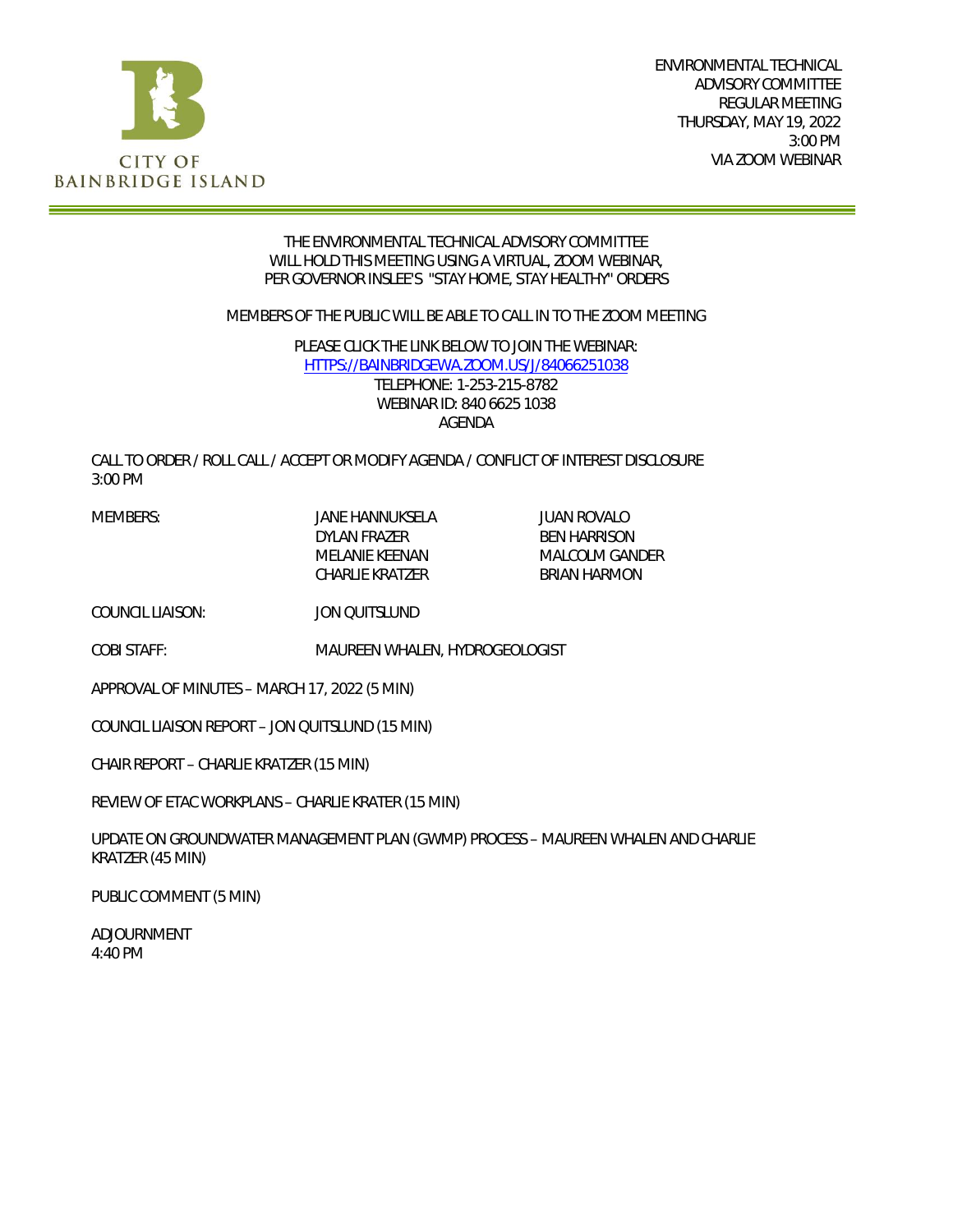CITY OF BAINBRIDGE ISLAND

ENVIRONMENTAL TECHNICAL ADVISORY COMMITTEE
REGULAR MEETING
THURSDAY, MAY 19, 2022
3:00 PM
VIA ZOOM WEBINAR

THE ENVIRONMENTAL TECHNICAL ADVISORY COMMITTEE WILL HOLD THIS MEETING USING A VIRTUAL, ZOOM WEBINAR, PER GOVERNOR INSLEE'S "STAY HOME, STAY HEALTHY" ORDERS

MEMBERS OF THE PUBLIC WILL BE ABLE TO CALL IN TO THE ZOOM MEETING

PLEASE CLICK THE LINK BELOW TO JOIN THE WEBINAR:
[HTTPS://BAINBRIDGEWA.ZOOM.US/J/84066251038](HTTPS://BAINBRIDGEWA.ZOOM.US/J/84066251038)
TELEPHONE: 1-253-215-8782
WEBINAR ID: 840 6625 1038

AGENDA

CALL TO ORDER / ROLL CALL / ACCEPT OR MODIFY AGENDA / CONFLICT OF INTEREST DISCLOSURE
3:00 PM

| MEMBERS: | JANE HANNUKSELA | JUAN ROVALO |
|---|---|---|
| | DYLAN FRAZER | BEN HARRISON |
| | MELANIE KEENAN | MALCOLM GANDER |
| | CHARLIE KRATZER | BRIAN HARMON |

COUNCIL LIAISON: JON QUITSLUND

COBI STAFF: MAUREEN WHALEN, HYDROGEOLOGIST

APPROVAL OF MINUTES – MARCH 17, 2022 (5 MIN)

COUNCIL LIAISON REPORT – JON QUITSLUND (15 MIN)

CHAIR REPORT – CHARLIE KRATZER (15 MIN)

REVIEW OF ETAC WORKPLANS – CHARLIE KRATER (15 MIN)

UPDATE ON GROUNDWATER MANAGEMENT PLAN (GWMP) PROCESS – MAUREEN WHALEN AND CHARLIE KRATZER (45 MIN)

PUBLIC COMMENT (5 MIN)

ADJOURNMENT
4:40 PM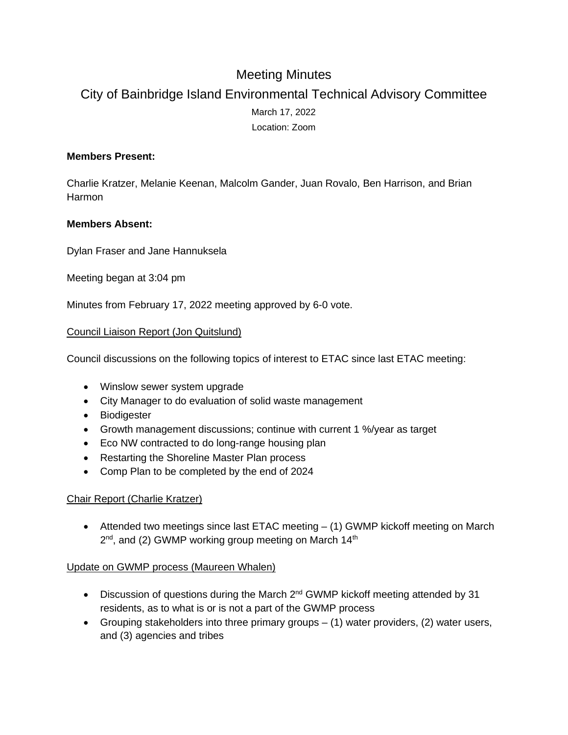# Meeting Minutes

## City of Bainbridge Island Environmental Technical Advisory Committee

March 17, 2022

Location: Zoom

**Members Present:**

Charlie Kratzer, Melanie Keenan, Malcolm Gander, Juan Rovalo, Ben Harrison, and Brian Harmon

**Members Absent:**

Dylan Fraser and Jane Hannuksela

Meeting began at 3:04 pm

Minutes from February 17, 2022 meeting approved by 6-0 vote.

<u>Council Liaison Report (Jon Quitslund)</u>

Council discussions on the following topics of interest to ETAC since last ETAC meeting:

- Winslow sewer system upgrade
- City Manager to do evaluation of solid waste management
- Biodigester
- Growth management discussions; continue with current 1 %/year as target
- Eco NW contracted to do long-range housing plan
- Restarting the Shoreline Master Plan process
- Comp Plan to be completed by the end of 2024

<u>Chair Report (Charlie Kratzer)</u>

- Attended two meetings since last ETAC meeting – (1) GWMP kickoff meeting on March 2nd, and (2) GWMP working group meeting on March 14th

<u>Update on GWMP process (Maureen Whalen)</u>

- Discussion of questions during the March 2nd GWMP kickoff meeting attended by 31 residents, as to what is or is not a part of the GWMP process
- Grouping stakeholders into three primary groups – (1) water providers, (2) water users, and (3) agencies and tribes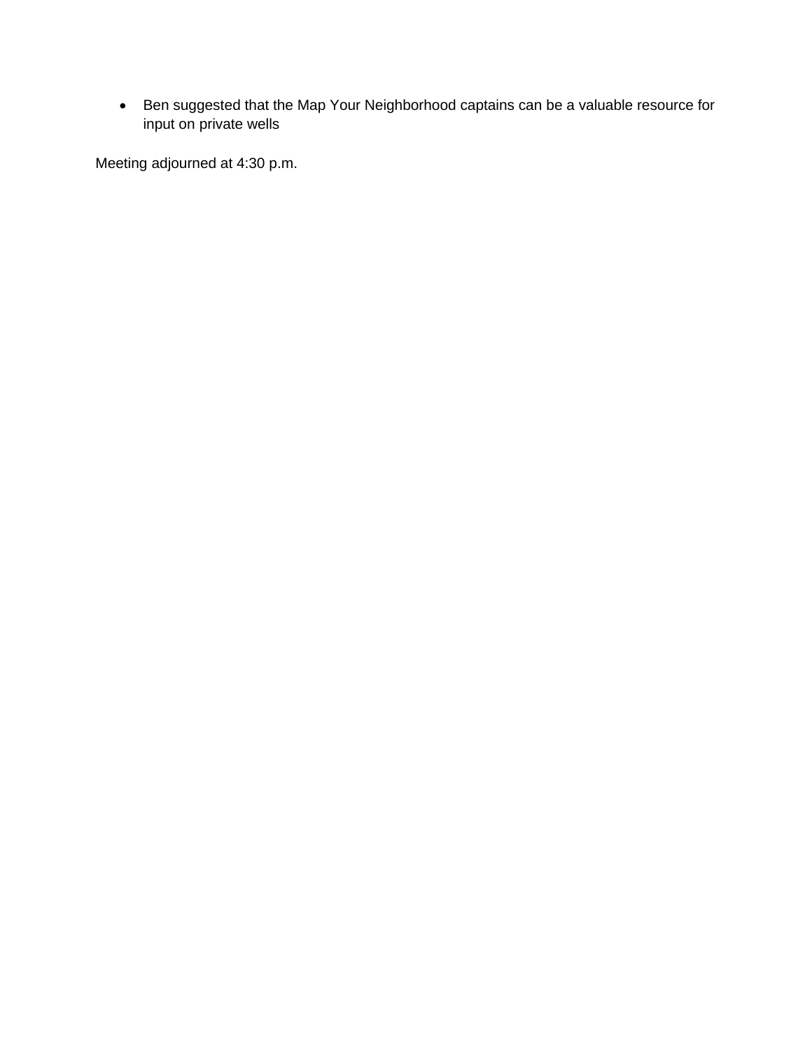- Ben suggested that the Map Your Neighborhood captains can be a valuable resource for input on private wells

Meeting adjourned at 4:30 p.m.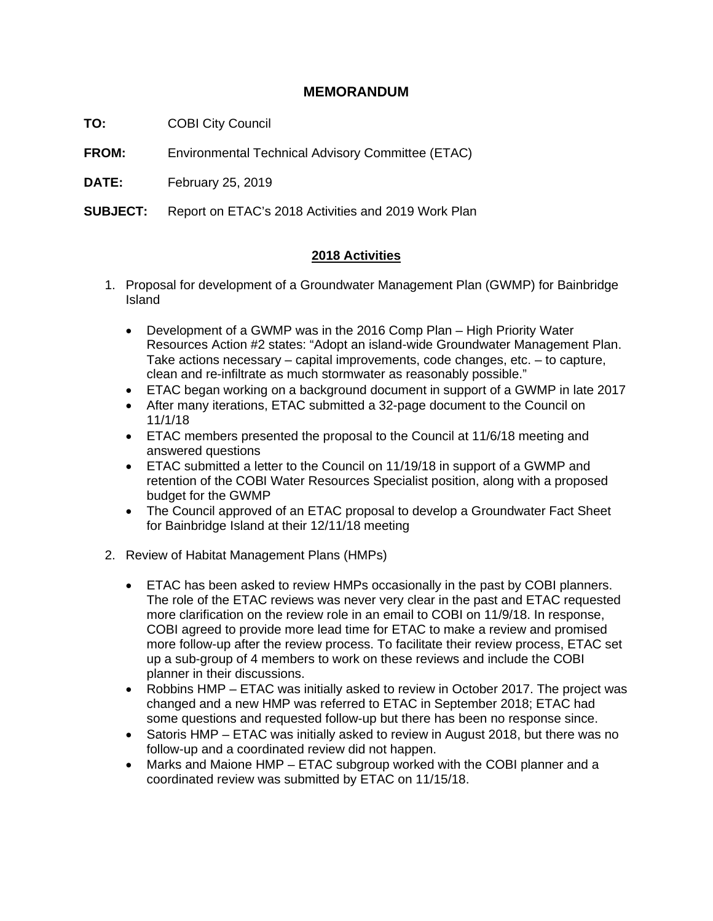# MEMORANDUM

**TO:** COBI City Council

**FROM:** Environmental Technical Advisory Committee (ETAC)

**DATE:** February 25, 2019

**SUBJECT:** Report on ETAC's 2018 Activities and 2019 Work Plan

## 2018 Activities

1. Proposal for development of a Groundwater Management Plan (GWMP) for Bainbridge Island

   - Development of a GWMP was in the 2016 Comp Plan – High Priority Water Resources Action #2 states: "Adopt an island-wide Groundwater Management Plan. Take actions necessary – capital improvements, code changes, etc. – to capture, clean and re-infiltrate as much stormwater as reasonably possible."
   - ETAC began working on a background document in support of a GWMP in late 2017
   - After many iterations, ETAC submitted a 32-page document to the Council on 11/1/18
   - ETAC members presented the proposal to the Council at 11/6/18 meeting and answered questions
   - ETAC submitted a letter to the Council on 11/19/18 in support of a GWMP and retention of the COBI Water Resources Specialist position, along with a proposed budget for the GWMP
   - The Council approved of an ETAC proposal to develop a Groundwater Fact Sheet for Bainbridge Island at their 12/11/18 meeting

2. Review of Habitat Management Plans (HMPs)

   - ETAC has been asked to review HMPs occasionally in the past by COBI planners. The role of the ETAC reviews was never very clear in the past and ETAC requested more clarification on the review role in an email to COBI on 11/9/18. In response, COBI agreed to provide more lead time for ETAC to make a review and promised more follow-up after the review process. To facilitate their review process, ETAC set up a sub-group of 4 members to work on these reviews and include the COBI planner in their discussions.
   - Robbins HMP – ETAC was initially asked to review in October 2017. The project was changed and a new HMP was referred to ETAC in September 2018; ETAC had some questions and requested follow-up but there has been no response since.
   - Satoris HMP – ETAC was initially asked to review in August 2018, but there was no follow-up and a coordinated review did not happen.
   - Marks and Maione HMP – ETAC subgroup worked with the COBI planner and a coordinated review was submitted by ETAC on 11/15/18.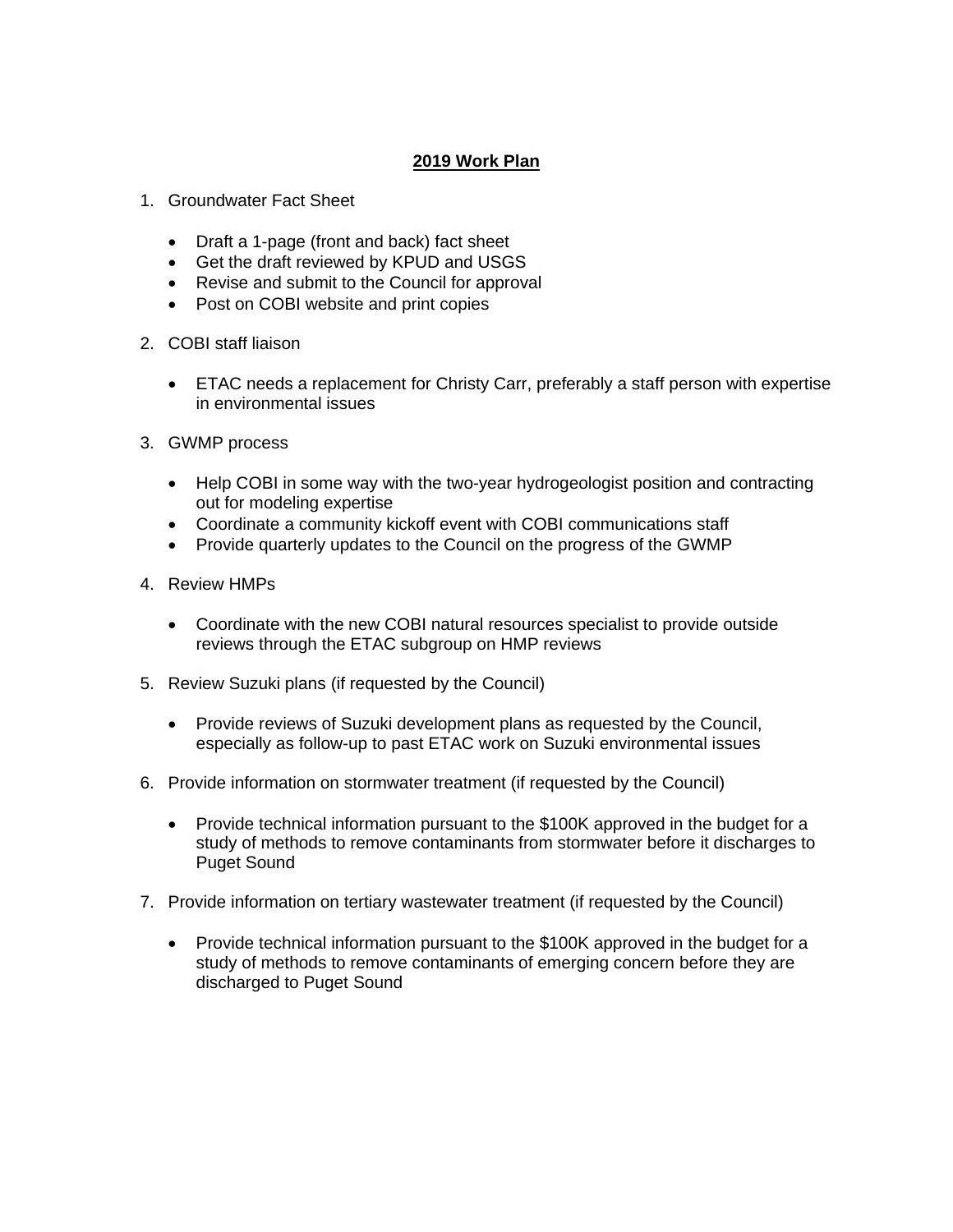## 2019 Work Plan

1. Groundwater Fact Sheet

   - Draft a 1-page (front and back) fact sheet
   - Get the draft reviewed by KPUD and USGS
   - Revise and submit to the Council for approval
   - Post on COBI website and print copies

2. COBI staff liaison

   - ETAC needs a replacement for Christy Carr, preferably a staff person with expertise in environmental issues

3. GWMP process

   - Help COBI in some way with the two-year hydrogeologist position and contracting out for modeling expertise
   - Coordinate a community kickoff event with COBI communications staff
   - Provide quarterly updates to the Council on the progress of the GWMP

4. Review HMPs

   - Coordinate with the new COBI natural resources specialist to provide outside reviews through the ETAC subgroup on HMP reviews

5. Review Suzuki plans (if requested by the Council)

   - Provide reviews of Suzuki development plans as requested by the Council, especially as follow-up to past ETAC work on Suzuki environmental issues

6. Provide information on stormwater treatment (if requested by the Council)

   - Provide technical information pursuant to the $100K approved in the budget for a study of methods to remove contaminants from stormwater before it discharges to Puget Sound

7. Provide information on tertiary wastewater treatment (if requested by the Council)

   - Provide technical information pursuant to the $100K approved in the budget for a study of methods to remove contaminants of emerging concern before they are discharged to Puget Sound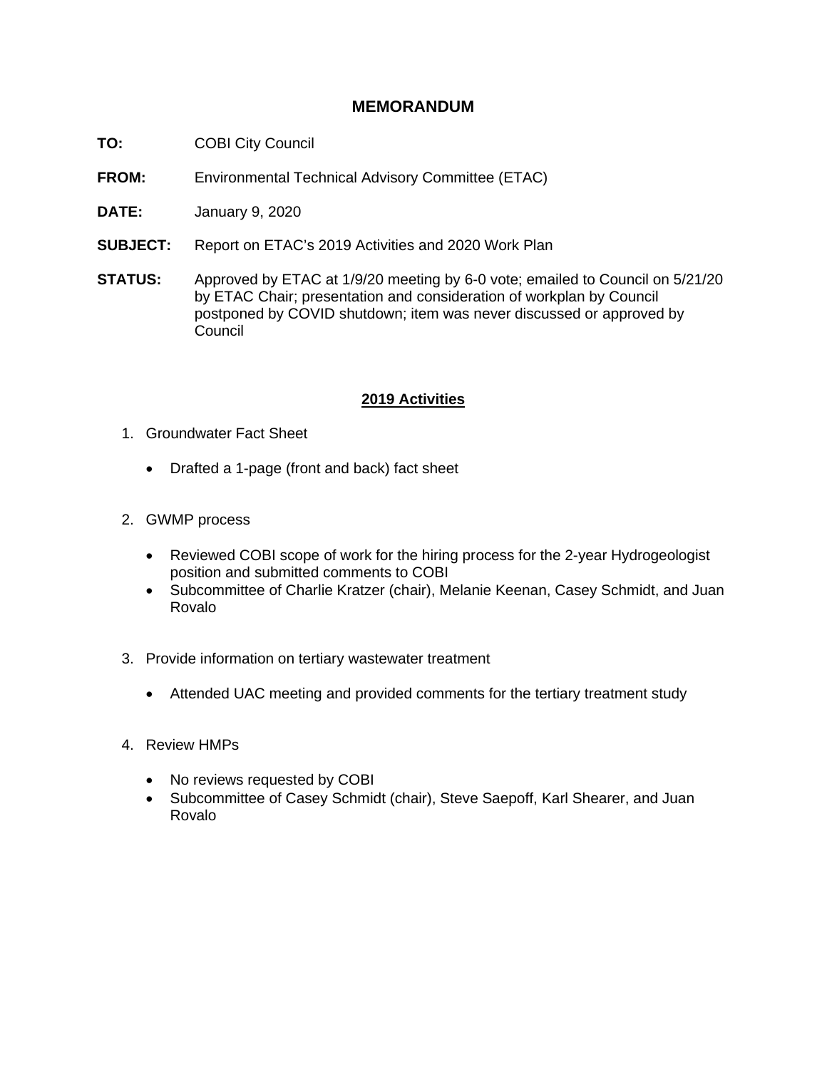# MEMORANDUM

**TO:** COBI City Council

**FROM:** Environmental Technical Advisory Committee (ETAC)

**DATE:** January 9, 2020

**SUBJECT:** Report on ETAC's 2019 Activities and 2020 Work Plan

**STATUS:** Approved by ETAC at 1/9/20 meeting by 6-0 vote; emailed to Council on 5/21/20 by ETAC Chair; presentation and consideration of workplan by Council postponed by COVID shutdown; item was never discussed or approved by Council

## 2019 Activities

1. Groundwater Fact Sheet
   - Drafted a 1-page (front and back) fact sheet

2. GWMP process
   - Reviewed COBI scope of work for the hiring process for the 2-year Hydrogeologist position and submitted comments to COBI
   - Subcommittee of Charlie Kratzer (chair), Melanie Keenan, Casey Schmidt, and Juan Rovalo

3. Provide information on tertiary wastewater treatment
   - Attended UAC meeting and provided comments for the tertiary treatment study

4. Review HMPs
   - No reviews requested by COBI
   - Subcommittee of Casey Schmidt (chair), Steve Saepoff, Karl Shearer, and Juan Rovalo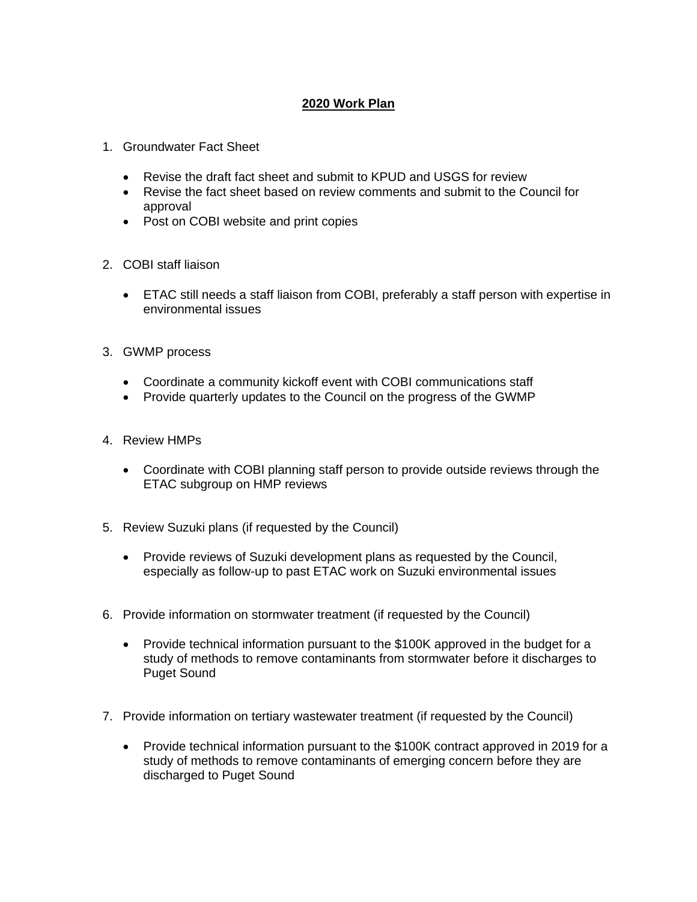# **2020 Work Plan**

1. Groundwater Fact Sheet

   - Revise the draft fact sheet and submit to KPUD and USGS for review
   - Revise the fact sheet based on review comments and submit to the Council for approval
   - Post on COBI website and print copies

2. COBI staff liaison

   - ETAC still needs a staff liaison from COBI, preferably a staff person with expertise in environmental issues

3. GWMP process

   - Coordinate a community kickoff event with COBI communications staff
   - Provide quarterly updates to the Council on the progress of the GWMP

4. Review HMPs

   - Coordinate with COBI planning staff person to provide outside reviews through the ETAC subgroup on HMP reviews

5. Review Suzuki plans (if requested by the Council)

   - Provide reviews of Suzuki development plans as requested by the Council, especially as follow-up to past ETAC work on Suzuki environmental issues

6. Provide information on stormwater treatment (if requested by the Council)

   - Provide technical information pursuant to the $100K approved in the budget for a study of methods to remove contaminants from stormwater before it discharges to Puget Sound

7. Provide information on tertiary wastewater treatment (if requested by the Council)

   - Provide technical information pursuant to the $100K contract approved in 2019 for a study of methods to remove contaminants of emerging concern before they are discharged to Puget Sound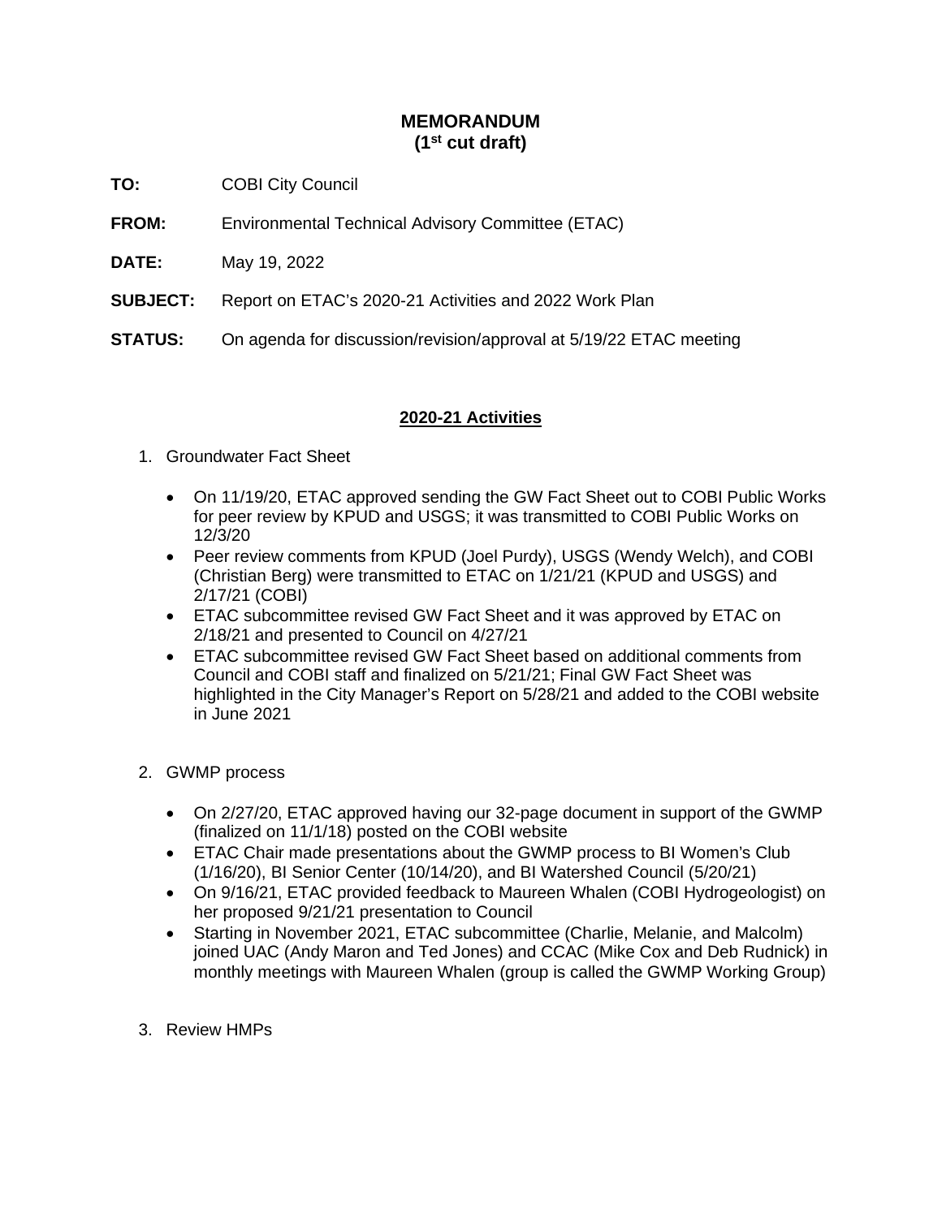# MEMORANDUM
## (1st cut draft)

**TO:** COBI City Council

**FROM:** Environmental Technical Advisory Committee (ETAC)

**DATE:** May 19, 2022

**SUBJECT:** Report on ETAC's 2020-21 Activities and 2022 Work Plan

**STATUS:** On agenda for discussion/revision/approval at 5/19/22 ETAC meeting

## 2020-21 Activities

1. Groundwater Fact Sheet

   - On 11/19/20, ETAC approved sending the GW Fact Sheet out to COBI Public Works for peer review by KPUD and USGS; it was transmitted to COBI Public Works on 12/3/20
   - Peer review comments from KPUD (Joel Purdy), USGS (Wendy Welch), and COBI (Christian Berg) were transmitted to ETAC on 1/21/21 (KPUD and USGS) and 2/17/21 (COBI)
   - ETAC subcommittee revised GW Fact Sheet and it was approved by ETAC on 2/18/21 and presented to Council on 4/27/21
   - ETAC subcommittee revised GW Fact Sheet based on additional comments from Council and COBI staff and finalized on 5/21/21; Final GW Fact Sheet was highlighted in the City Manager's Report on 5/28/21 and added to the COBI website in June 2021

2. GWMP process

   - On 2/27/20, ETAC approved having our 32-page document in support of the GWMP (finalized on 11/1/18) posted on the COBI website
   - ETAC Chair made presentations about the GWMP process to BI Women's Club (1/16/20), BI Senior Center (10/14/20), and BI Watershed Council (5/20/21)
   - On 9/16/21, ETAC provided feedback to Maureen Whalen (COBI Hydrogeologist) on her proposed 9/21/21 presentation to Council
   - Starting in November 2021, ETAC subcommittee (Charlie, Melanie, and Malcolm) joined UAC (Andy Maron and Ted Jones) and CCAC (Mike Cox and Deb Rudnick) in monthly meetings with Maureen Whalen (group is called the GWMP Working Group)

3. Review HMPs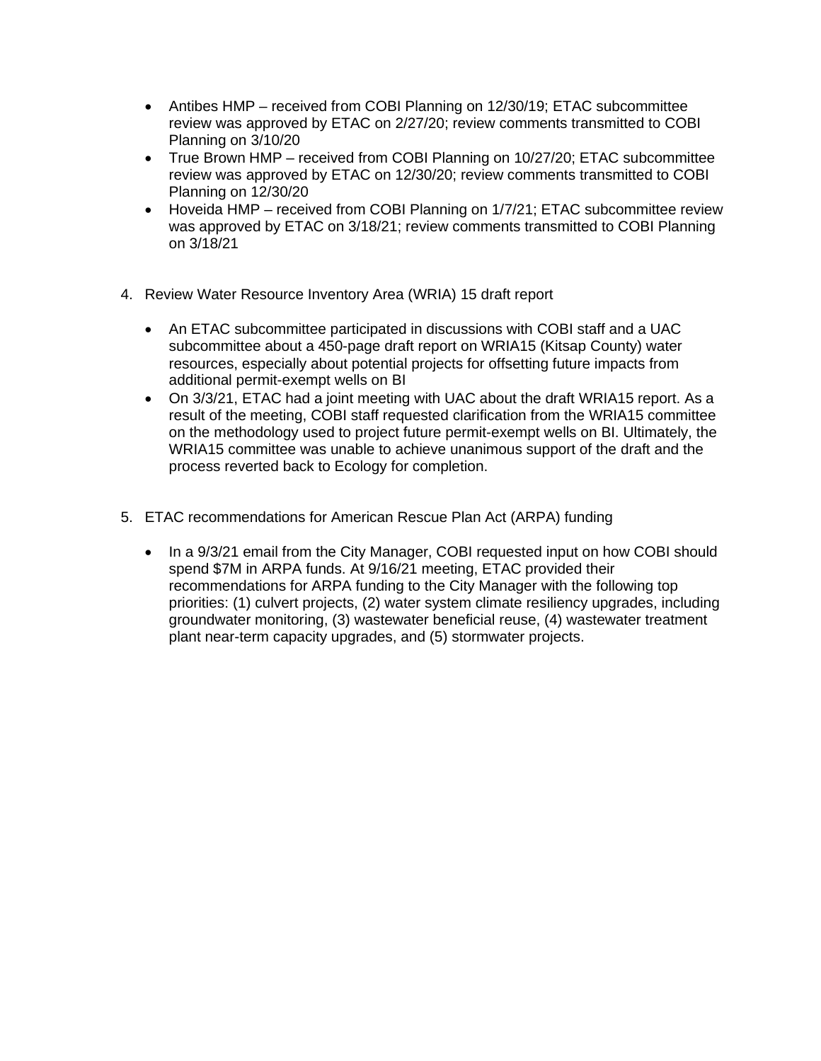- Antibes HMP – received from COBI Planning on 12/30/19; ETAC subcommittee review was approved by ETAC on 2/27/20; review comments transmitted to COBI Planning on 3/10/20
- True Brown HMP – received from COBI Planning on 10/27/20; ETAC subcommittee review was approved by ETAC on 12/30/20; review comments transmitted to COBI Planning on 12/30/20
- Hoveida HMP – received from COBI Planning on 1/7/21; ETAC subcommittee review was approved by ETAC on 3/18/21; review comments transmitted to COBI Planning on 3/18/21

4. Review Water Resource Inventory Area (WRIA) 15 draft report

   - An ETAC subcommittee participated in discussions with COBI staff and a UAC subcommittee about a 450-page draft report on WRIA15 (Kitsap County) water resources, especially about potential projects for offsetting future impacts from additional permit-exempt wells on BI
   - On 3/3/21, ETAC had a joint meeting with UAC about the draft WRIA15 report. As a result of the meeting, COBI staff requested clarification from the WRIA15 committee on the methodology used to project future permit-exempt wells on BI. Ultimately, the WRIA15 committee was unable to achieve unanimous support of the draft and the process reverted back to Ecology for completion.

5. ETAC recommendations for American Rescue Plan Act (ARPA) funding

   - In a 9/3/21 email from the City Manager, COBI requested input on how COBI should spend $7M in ARPA funds. At 9/16/21 meeting, ETAC provided their recommendations for ARPA funding to the City Manager with the following top priorities: (1) culvert projects, (2) water system climate resiliency upgrades, including groundwater monitoring, (3) wastewater beneficial reuse, (4) wastewater treatment plant near-term capacity upgrades, and (5) stormwater projects.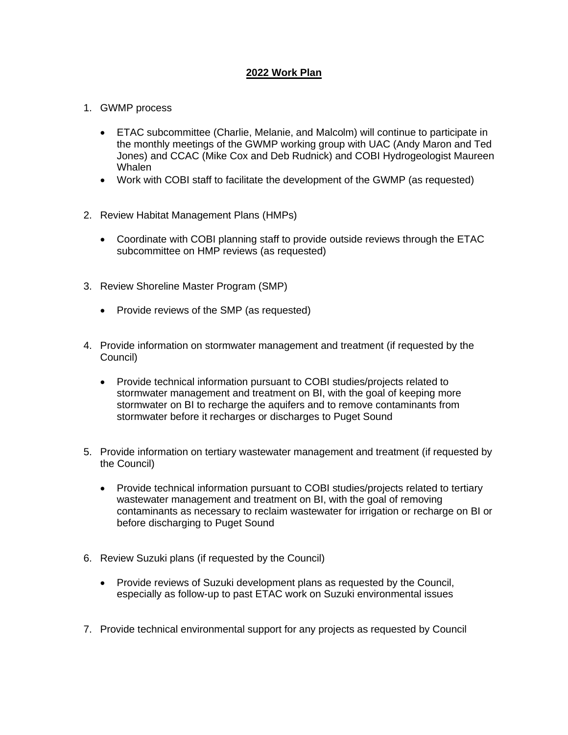## 2022 Work Plan

1. GWMP process

    - ETAC subcommittee (Charlie, Melanie, and Malcolm) will continue to participate in the monthly meetings of the GWMP working group with UAC (Andy Maron and Ted Jones) and CCAC (Mike Cox and Deb Rudnick) and COBI Hydrogeologist Maureen Whalen
    - Work with COBI staff to facilitate the development of the GWMP (as requested)

2. Review Habitat Management Plans (HMPs)

    - Coordinate with COBI planning staff to provide outside reviews through the ETAC subcommittee on HMP reviews (as requested)

3. Review Shoreline Master Program (SMP)

    - Provide reviews of the SMP (as requested)

4. Provide information on stormwater management and treatment (if requested by the Council)

    - Provide technical information pursuant to COBI studies/projects related to stormwater management and treatment on BI, with the goal of keeping more stormwater on BI to recharge the aquifers and to remove contaminants from stormwater before it recharges or discharges to Puget Sound

5. Provide information on tertiary wastewater management and treatment (if requested by the Council)

    - Provide technical information pursuant to COBI studies/projects related to tertiary wastewater management and treatment on BI, with the goal of removing contaminants as necessary to reclaim wastewater for irrigation or recharge on BI or before discharging to Puget Sound

6. Review Suzuki plans (if requested by the Council)

    - Provide reviews of Suzuki development plans as requested by the Council, especially as follow-up to past ETAC work on Suzuki environmental issues

7. Provide technical environmental support for any projects as requested by Council